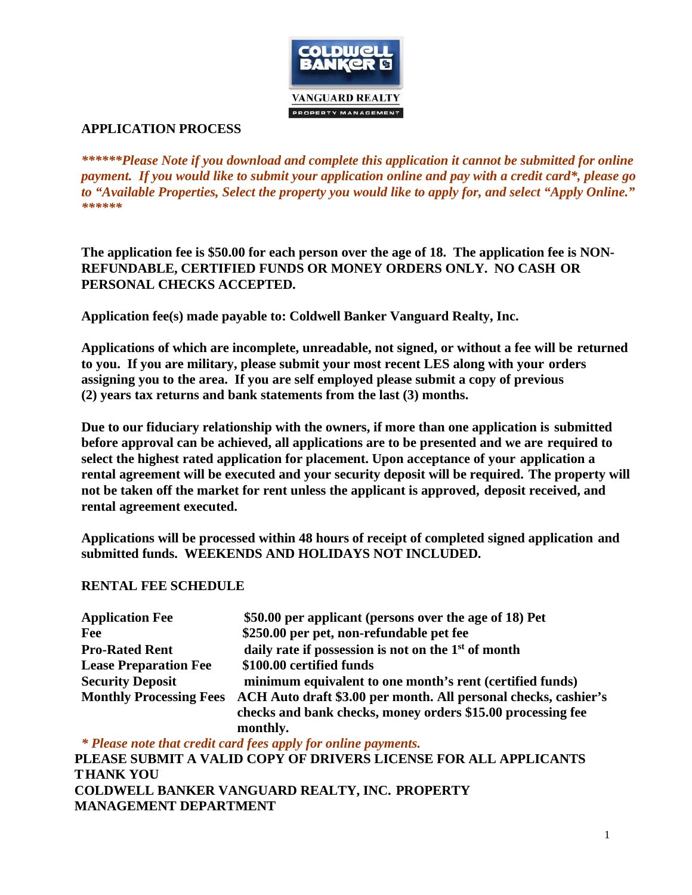COLDWELL BANKER
VANGUARD REALTY
PROPERTY MANAGEMENT

## APPLICATION PROCESS

***\*\*\*\*\*\*Please Note if you download and complete this application it cannot be submitted for online payment. If you would like to submit your application online and pay with a credit card\*, please go to "Available Properties, Select the property you would like to apply for, and select "Apply Online." \*\*\*\*\*\****

**The application fee is $50.00 for each person over the age of 18. The application fee is NON-REFUNDABLE, CERTIFIED FUNDS OR MONEY ORDERS ONLY. NO CASH OR PERSONAL CHECKS ACCEPTED.**

**Application fee(s) made payable to: Coldwell Banker Vanguard Realty, Inc.**

**Applications of which are incomplete, unreadable, not signed, or without a fee will be returned to you. If you are military, please submit your most recent LES along with your orders assigning you to the area. If you are self employed please submit a copy of previous (2) years tax returns and bank statements from the last (3) months.**

**Due to our fiduciary relationship with the owners, if more than one application is submitted before approval can be achieved, all applications are to be presented and we are required to select the highest rated application for placement. Upon acceptance of your application a rental agreement will be executed and your security deposit will be required. The property will not be taken off the market for rent unless the applicant is approved, deposit received, and rental agreement executed.**

**Applications will be processed within 48 hours of receipt of completed signed application and submitted funds. WEEKENDS AND HOLIDAYS NOT INCLUDED.**

## RENTAL FEE SCHEDULE

| | |
|---|---|
| **Application Fee** | **$50.00 per applicant (persons over the age of 18)** |
| **Pet Fee** | **$250.00 per pet, non-refundable pet fee** |
| **Pro-Rated Rent** | **daily rate if possession is not on the 1st of month** |
| **Lease Preparation Fee** | **$100.00 certified funds** |
| **Security Deposit** | **minimum equivalent to one month's rent (certified funds)** |
| **Monthly Processing Fees** | **ACH Auto draft $3.00 per month. All personal checks, cashier's checks and bank checks, money orders $15.00 processing fee monthly.** |

*\* Please note that credit card fees apply for online payments.*

**PLEASE SUBMIT A VALID COPY OF DRIVERS LICENSE FOR ALL APPLICANTS**
**THANK YOU**
**COLDWELL BANKER VANGUARD REALTY, INC. PROPERTY MANAGEMENT DEPARTMENT**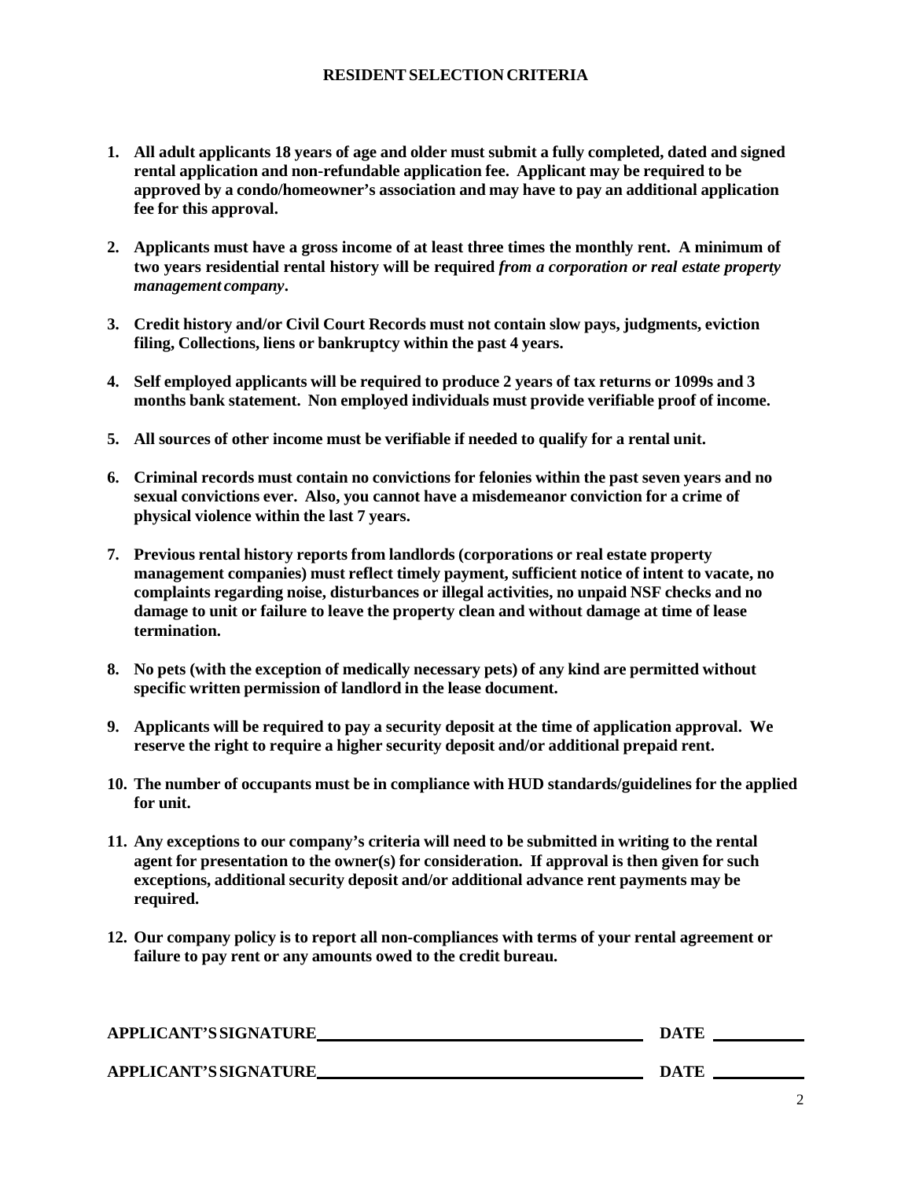# RESIDENT SELECTION CRITERIA

1. **All adult applicants 18 years of age and older must submit a fully completed, dated and signed rental application and non-refundable application fee. Applicant may be required to be approved by a condo/homeowner's association and may have to pay an additional application fee for this approval.**

2. **Applicants must have a gross income of at least three times the monthly rent. A minimum of two years residential rental history will be required *from a corporation or real estate property management company*.**

3. **Credit history and/or Civil Court Records must not contain slow pays, judgments, eviction filing, Collections, liens or bankruptcy within the past 4 years.**

4. **Self employed applicants will be required to produce 2 years of tax returns or 1099s and 3 months bank statement. Non employed individuals must provide verifiable proof of income.**

5. **All sources of other income must be verifiable if needed to qualify for a rental unit.**

6. **Criminal records must contain no convictions for felonies within the past seven years and no sexual convictions ever. Also, you cannot have a misdemeanor conviction for a crime of physical violence within the last 7 years.**

7. **Previous rental history reports from landlords (corporations or real estate property management companies) must reflect timely payment, sufficient notice of intent to vacate, no complaints regarding noise, disturbances or illegal activities, no unpaid NSF checks and no damage to unit or failure to leave the property clean and without damage at time of lease termination.**

8. **No pets (with the exception of medically necessary pets) of any kind are permitted without specific written permission of landlord in the lease document.**

9. **Applicants will be required to pay a security deposit at the time of application approval. We reserve the right to require a higher security deposit and/or additional prepaid rent.**

10. **The number of occupants must be in compliance with HUD standards/guidelines for the applied for unit.**

11. **Any exceptions to our company's criteria will need to be submitted in writing to the rental agent for presentation to the owner(s) for consideration. If approval is then given for such exceptions, additional security deposit and/or additional advance rent payments may be required.**

12. **Our company policy is to report all non-compliances with terms of your rental agreement or failure to pay rent or any amounts owed to the credit bureau.**

**APPLICANT'S SIGNATURE** ______________________________ **DATE** __________

**APPLICANT'S SIGNATURE** ______________________________ **DATE** __________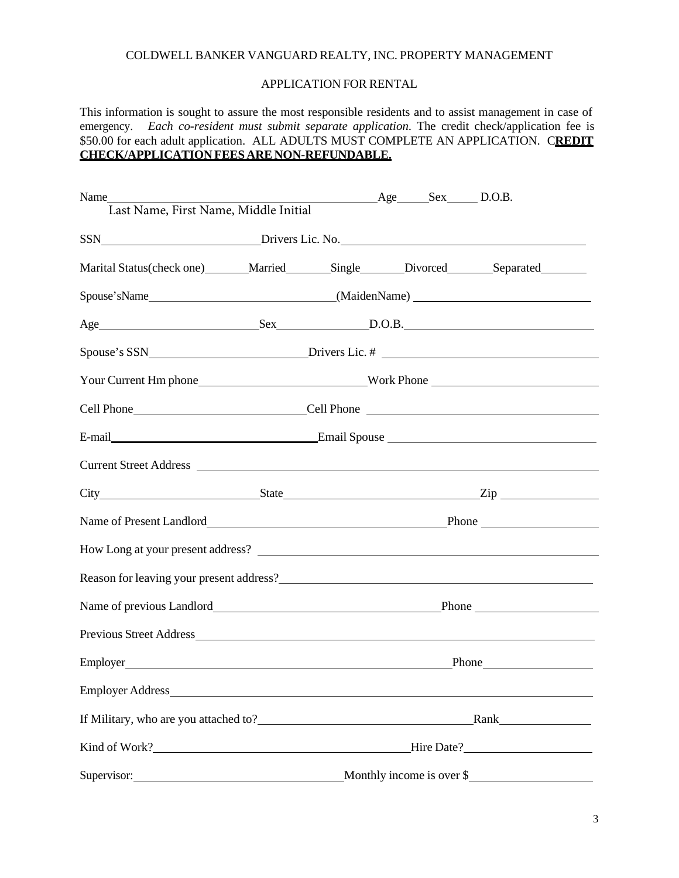COLDWELL BANKER VANGUARD REALTY, INC. PROPERTY MANAGEMENT

APPLICATION FOR RENTAL

This information is sought to assure the most responsible residents and to assist management in case of emergency. *Each co-resident must submit separate application.* The credit check/application fee is $50.00 for each adult application. ALL ADULTS MUST COMPLETE AN APPLICATION. C**REDIT CHECK/APPLICATION FEES ARE NON-REFUNDABLE.**

Name\_\_\_\_\_\_\_\_\_\_\_\_\_\_\_\_\_\_\_\_\_\_\_\_\_\_\_\_\_\_\_\_\_\_\_\_\_\_\_\_ Age\_\_\_\_\_ Sex\_\_\_\_\_ D.O.B.
Last Name, First Name, Middle Initial

SSN\_\_\_\_\_\_\_\_\_\_\_\_\_\_\_\_\_\_\_\_\_\_\_\_ Drivers Lic. No.\_\_\_\_\_\_\_\_\_\_\_\_\_\_\_\_\_\_\_\_\_\_\_\_\_\_\_\_\_\_\_\_\_\_\_\_

Marital Status(check one)\_\_\_\_\_\_\_Married\_\_\_\_\_\_\_Single\_\_\_\_\_\_\_Divorced\_\_\_\_\_\_\_Separated\_\_\_\_\_\_\_

Spouse'sName\_\_\_\_\_\_\_\_\_\_\_\_\_\_\_\_\_\_\_\_\_\_\_\_\_\_\_\_(MaidenName) \_\_\_\_\_\_\_\_\_\_\_\_\_\_\_\_\_\_\_\_\_\_\_\_\_\_\_

Age\_\_\_\_\_\_\_\_\_\_\_\_\_\_\_\_\_\_\_\_\_\_\_\_\_Sex\_\_\_\_\_\_\_\_\_\_\_\_\_\_\_D.O.B.\_\_\_\_\_\_\_\_\_\_\_\_\_\_\_\_\_\_\_\_\_\_\_\_\_\_\_\_\_

Spouse's SSN\_\_\_\_\_\_\_\_\_\_\_\_\_\_\_\_\_\_\_\_\_\_\_\_Drivers Lic. # \_\_\_\_\_\_\_\_\_\_\_\_\_\_\_\_\_\_\_\_\_\_\_\_\_\_\_\_\_\_\_\_\_

Your Current Hm phone\_\_\_\_\_\_\_\_\_\_\_\_\_\_\_\_\_\_\_\_\_\_\_\_\_Work Phone \_\_\_\_\_\_\_\_\_\_\_\_\_\_\_\_\_\_\_\_\_\_\_\_\_

Cell Phone\_\_\_\_\_\_\_\_\_\_\_\_\_\_\_\_\_\_\_\_\_\_\_\_\_\_Cell Phone \_\_\_\_\_\_\_\_\_\_\_\_\_\_\_\_\_\_\_\_\_\_\_\_\_\_\_\_\_\_\_\_\_\_\_\_\_

E-mail\_\_\_\_\_\_\_\_\_\_\_\_\_\_\_\_\_\_\_\_\_\_\_\_\_\_\_\_\_\_\_\_Email Spouse \_\_\_\_\_\_\_\_\_\_\_\_\_\_\_\_\_\_\_\_\_\_\_\_\_\_\_\_\_\_\_\_

Current Street Address \_\_\_\_\_\_\_\_\_\_\_\_\_\_\_\_\_\_\_\_\_\_\_\_\_\_\_\_\_\_\_\_\_\_\_\_\_\_\_\_\_\_\_\_\_\_\_\_\_\_\_\_\_\_\_\_\_\_\_\_\_\_\_

City\_\_\_\_\_\_\_\_\_\_\_\_\_\_\_\_\_\_\_\_\_\_\_\_\_\_State\_\_\_\_\_\_\_\_\_\_\_\_\_\_\_\_\_\_\_\_\_\_\_\_\_\_\_\_\_\_\_\_\_Zip \_\_\_\_\_\_\_\_\_\_\_\_\_\_\_\_

Name of Present Landlord\_\_\_\_\_\_\_\_\_\_\_\_\_\_\_\_\_\_\_\_\_\_\_\_\_\_\_\_\_\_\_\_\_\_\_\_\_\_\_\_Phone \_\_\_\_\_\_\_\_\_\_\_\_\_\_\_\_\_\_\_\_

How Long at your present address? \_\_\_\_\_\_\_\_\_\_\_\_\_\_\_\_\_\_\_\_\_\_\_\_\_\_\_\_\_\_\_\_\_\_\_\_\_\_\_\_\_\_\_\_\_\_\_\_\_\_\_\_\_\_

Reason for leaving your present address?\_\_\_\_\_\_\_\_\_\_\_\_\_\_\_\_\_\_\_\_\_\_\_\_\_\_\_\_\_\_\_\_\_\_\_\_\_\_\_\_\_\_\_\_\_\_\_\_\_\_

Name of previous Landlord\_\_\_\_\_\_\_\_\_\_\_\_\_\_\_\_\_\_\_\_\_\_\_\_\_\_\_\_\_\_\_\_\_\_\_\_\_Phone \_\_\_\_\_\_\_\_\_\_\_\_\_\_\_\_\_\_\_\_

Previous Street Address\_\_\_\_\_\_\_\_\_\_\_\_\_\_\_\_\_\_\_\_\_\_\_\_\_\_\_\_\_\_\_\_\_\_\_\_\_\_\_\_\_\_\_\_\_\_\_\_\_\_\_\_\_\_\_\_\_\_\_\_\_\_\_\_\_

Employer\_\_\_\_\_\_\_\_\_\_\_\_\_\_\_\_\_\_\_\_\_\_\_\_\_\_\_\_\_\_\_\_\_\_\_\_\_\_\_\_\_\_\_\_\_\_\_\_\_\_\_\_\_Phone\_\_\_\_\_\_\_\_\_\_\_\_\_\_\_\_\_\_\_

Employer Address\_\_\_\_\_\_\_\_\_\_\_\_\_\_\_\_\_\_\_\_\_\_\_\_\_\_\_\_\_\_\_\_\_\_\_\_\_\_\_\_\_\_\_\_\_\_\_\_\_\_\_\_\_\_\_\_\_\_\_\_\_\_\_\_\_\_\_\_\_\_

If Military, who are you attached to?\_\_\_\_\_\_\_\_\_\_\_\_\_\_\_\_\_\_\_\_\_\_\_\_\_\_\_\_\_\_\_\_\_\_\_Rank\_\_\_\_\_\_\_\_\_\_\_\_\_\_\_

Kind of Work?\_\_\_\_\_\_\_\_\_\_\_\_\_\_\_\_\_\_\_\_\_\_\_\_\_\_\_\_\_\_\_\_\_\_\_\_\_\_\_\_\_Hire Date?\_\_\_\_\_\_\_\_\_\_\_\_\_\_\_\_\_\_\_\_\_

Supervisor:\_\_\_\_\_\_\_\_\_\_\_\_\_\_\_\_\_\_\_\_\_\_\_\_\_\_\_\_\_\_\_\_\_\_Monthly income is over $\_\_\_\_\_\_\_\_\_\_\_\_\_\_\_\_\_\_\_\_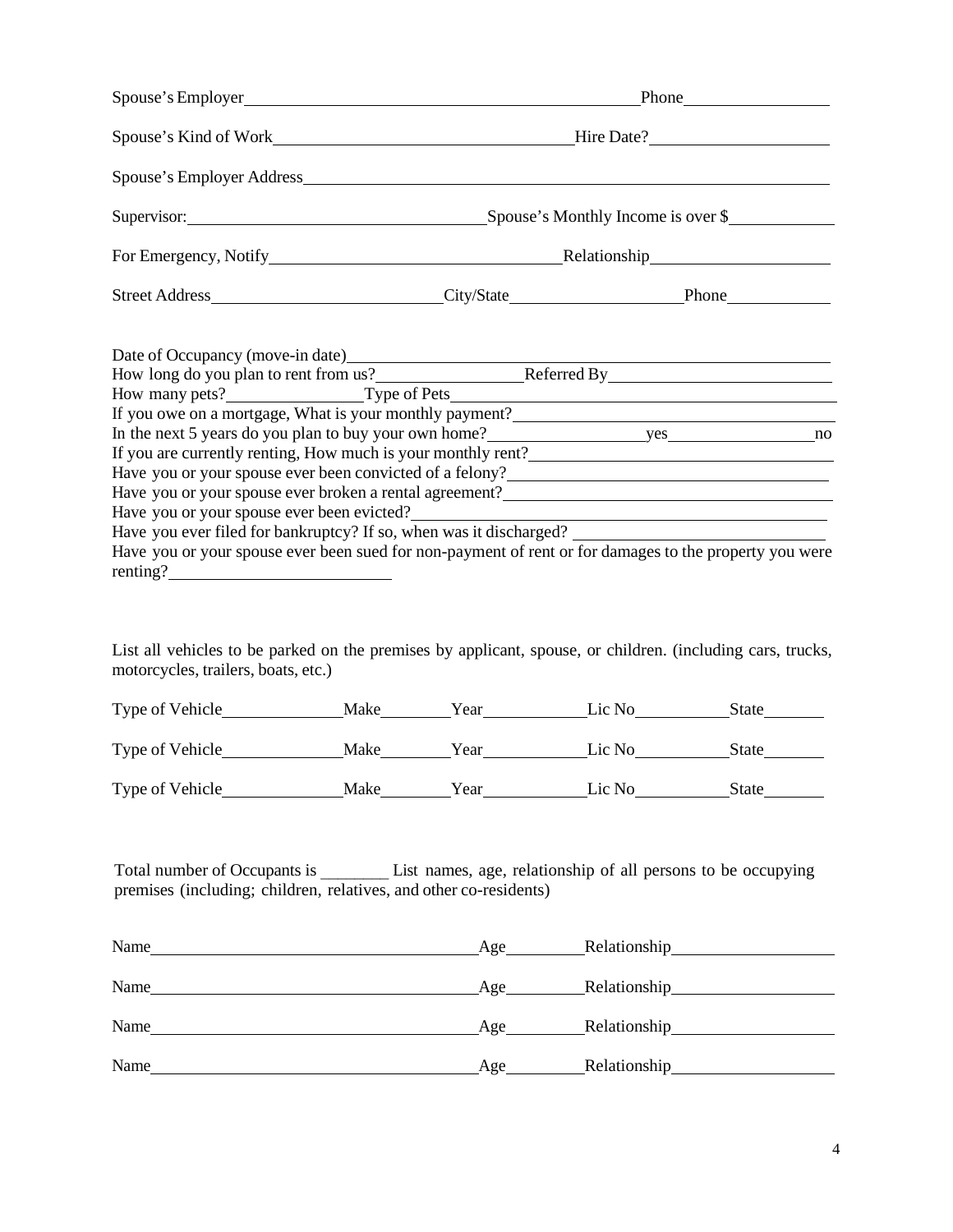Spouse's Employer\_\_\_\_\_\_\_\_\_\_\_\_\_\_\_\_\_\_\_\_\_\_\_\_\_\_\_\_\_\_\_\_\_\_\_\_\_\_\_\_ Phone\_\_\_\_\_\_\_\_\_\_\_\_\_\_\_\_

Spouse's Kind of Work\_\_\_\_\_\_\_\_\_\_\_\_\_\_\_\_\_\_\_\_\_\_\_\_\_\_\_\_\_\_\_\_ Hire Date?\_\_\_\_\_\_\_\_\_\_\_\_\_\_\_\_\_\_\_\_

Spouse's Employer Address\_\_\_\_\_\_\_\_\_\_\_\_\_\_\_\_\_\_\_\_\_\_\_\_\_\_\_\_\_\_\_\_\_\_\_\_\_\_\_\_\_\_\_\_\_\_\_\_\_\_\_\_\_\_\_\_\_\_

Supervisor:\_\_\_\_\_\_\_\_\_\_\_\_\_\_\_\_\_\_\_\_\_\_\_\_\_\_\_\_\_\_\_\_ Spouse's Monthly Income is over $\_\_\_\_\_\_\_\_\_\_\_\_

For Emergency, Notify\_\_\_\_\_\_\_\_\_\_\_\_\_\_\_\_\_\_\_\_\_\_\_\_\_\_\_\_\_\_\_\_ Relationship\_\_\_\_\_\_\_\_\_\_\_\_\_\_\_\_\_\_\_\_

Street Address\_\_\_\_\_\_\_\_\_\_\_\_\_\_\_\_\_\_\_\_\_\_\_\_\_\_ City/State\_\_\_\_\_\_\_\_\_\_\_\_\_\_\_\_\_\_\_\_ Phone\_\_\_\_\_\_\_\_\_\_\_\_

Date of Occupancy (move-in date)\_\_\_\_\_\_\_\_\_\_\_\_\_\_\_\_\_\_\_\_\_\_\_\_\_\_\_\_\_\_\_\_\_\_\_\_\_\_\_\_\_\_\_\_\_\_\_\_\_\_\_\_
How long do you plan to rent from us?\_\_\_\_\_\_\_\_\_\_\_\_\_\_\_\_\_\_ Referred By\_\_\_\_\_\_\_\_\_\_\_\_\_\_\_\_\_\_\_\_\_\_\_\_\_
How many pets?\_\_\_\_\_\_\_\_\_\_\_\_\_\_\_\_ Type of Pets\_\_\_\_\_\_\_\_\_\_\_\_\_\_\_\_\_\_\_\_\_\_\_\_\_\_\_\_\_\_\_\_\_\_\_\_\_\_\_\_\_\_\_\_
If you owe on a mortgage, What is your monthly payment?\_\_\_\_\_\_\_\_\_\_\_\_\_\_\_\_\_\_\_\_\_\_\_\_\_\_\_\_\_\_\_\_\_\_\_\_\_
In the next 5 years do you plan to buy your own home?\_\_\_\_\_\_\_\_\_\_\_\_\_\_\_\_\_\_ yes\_\_\_\_\_\_\_\_\_\_\_\_\_\_\_\_\_\_ no
If you are currently renting, How much is your monthly rent?\_\_\_\_\_\_\_\_\_\_\_\_\_\_\_\_\_\_\_\_\_\_\_\_\_\_\_\_\_\_\_\_\_\_\_
Have you or your spouse ever been convicted of a felony?\_\_\_\_\_\_\_\_\_\_\_\_\_\_\_\_\_\_\_\_\_\_\_\_\_\_\_\_\_\_\_\_\_\_\_\_
Have you or your spouse ever broken a rental agreement?\_\_\_\_\_\_\_\_\_\_\_\_\_\_\_\_\_\_\_\_\_\_\_\_\_\_\_\_\_\_\_\_\_\_\_\_
Have you or your spouse ever been evicted?\_\_\_\_\_\_\_\_\_\_\_\_\_\_\_\_\_\_\_\_\_\_\_\_\_\_\_\_\_\_\_\_\_\_\_\_\_\_\_\_\_\_\_\_\_\_\_
Have you ever filed for bankruptcy? If so, when was it discharged? \_\_\_\_\_\_\_\_\_\_\_\_\_\_\_\_\_\_\_\_\_\_\_\_\_\_\_\_
Have you or your spouse ever been sued for non-payment of rent or for damages to the property you were renting?\_\_\_\_\_\_\_\_\_\_\_\_\_\_\_\_\_\_\_\_\_\_\_\_\_\_

List all vehicles to be parked on the premises by applicant, spouse, or children. (including cars, trucks, motorcycles, trailers, boats, etc.)

Type of Vehicle\_\_\_\_\_\_\_\_\_\_\_\_\_\_ Make\_\_\_\_\_\_\_\_ Year\_\_\_\_\_\_\_\_\_\_\_\_ Lic No\_\_\_\_\_\_\_\_\_\_\_ State\_\_\_\_\_\_\_

Type of Vehicle\_\_\_\_\_\_\_\_\_\_\_\_\_\_ Make\_\_\_\_\_\_\_\_ Year\_\_\_\_\_\_\_\_\_\_\_\_ Lic No\_\_\_\_\_\_\_\_\_\_\_ State\_\_\_\_\_\_\_

Type of Vehicle\_\_\_\_\_\_\_\_\_\_\_\_\_\_ Make\_\_\_\_\_\_\_\_ Year\_\_\_\_\_\_\_\_\_\_\_\_ Lic No\_\_\_\_\_\_\_\_\_\_\_ State\_\_\_\_\_\_\_

Total number of Occupants is \_\_\_\_\_\_\_\_ List names, age, relationship of all persons to be occupying premises (including; children, relatives, and other co-residents)

Name\_\_\_\_\_\_\_\_\_\_\_\_\_\_\_\_\_\_\_\_\_\_\_\_\_\_\_\_\_\_\_\_\_\_\_\_\_\_\_ Age\_\_\_\_\_\_\_\_\_ Relationship\_\_\_\_\_\_\_\_\_\_\_\_\_\_\_\_\_\_\_

Name\_\_\_\_\_\_\_\_\_\_\_\_\_\_\_\_\_\_\_\_\_\_\_\_\_\_\_\_\_\_\_\_\_\_\_\_\_\_\_ Age\_\_\_\_\_\_\_\_\_ Relationship\_\_\_\_\_\_\_\_\_\_\_\_\_\_\_\_\_\_\_

Name\_\_\_\_\_\_\_\_\_\_\_\_\_\_\_\_\_\_\_\_\_\_\_\_\_\_\_\_\_\_\_\_\_\_\_\_\_\_\_ Age\_\_\_\_\_\_\_\_\_ Relationship\_\_\_\_\_\_\_\_\_\_\_\_\_\_\_\_\_\_\_

Name\_\_\_\_\_\_\_\_\_\_\_\_\_\_\_\_\_\_\_\_\_\_\_\_\_\_\_\_\_\_\_\_\_\_\_\_\_\_\_ Age\_\_\_\_\_\_\_\_\_ Relationship\_\_\_\_\_\_\_\_\_\_\_\_\_\_\_\_\_\_\_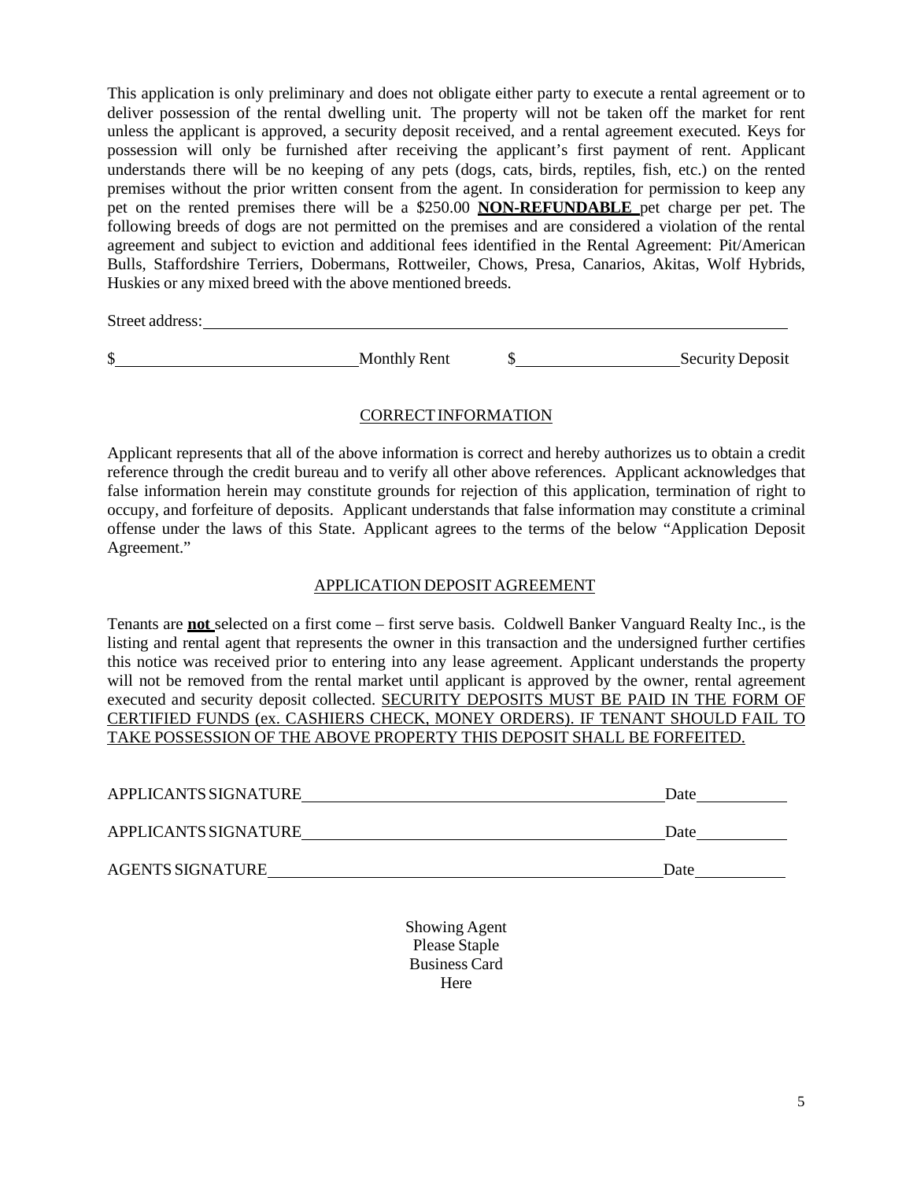This application is only preliminary and does not obligate either party to execute a rental agreement or to deliver possession of the rental dwelling unit. The property will not be taken off the market for rent unless the applicant is approved, a security deposit received, and a rental agreement executed. Keys for possession will only be furnished after receiving the applicant's first payment of rent. Applicant understands there will be no keeping of any pets (dogs, cats, birds, reptiles, fish, etc.) on the rented premises without the prior written consent from the agent. In consideration for permission to keep any pet on the rented premises there will be a $250.00 **NON-REFUNDABLE** pet charge per pet. The following breeds of dogs are not permitted on the premises and are considered a violation of the rental agreement and subject to eviction and additional fees identified in the Rental Agreement: Pit/American Bulls, Staffordshire Terriers, Dobermans, Rottweiler, Chows, Presa, Canarios, Akitas, Wolf Hybrids, Huskies or any mixed breed with the above mentioned breeds.

Street address: ______________________________________________

$ ____________________ Monthly Rent $ ____________________ Security Deposit

## CORRECT INFORMATION

Applicant represents that all of the above information is correct and hereby authorizes us to obtain a credit reference through the credit bureau and to verify all other above references. Applicant acknowledges that false information herein may constitute grounds for rejection of this application, termination of right to occupy, and forfeiture of deposits. Applicant understands that false information may constitute a criminal offense under the laws of this State. Applicant agrees to the terms of the below "Application Deposit Agreement."

## APPLICATION DEPOSIT AGREEMENT

Tenants are **not** selected on a first come – first serve basis. Coldwell Banker Vanguard Realty Inc., is the listing and rental agent that represents the owner in this transaction and the undersigned further certifies this notice was received prior to entering into any lease agreement. Applicant understands the property will not be removed from the rental market until applicant is approved by the owner, rental agreement executed and security deposit collected. SECURITY DEPOSITS MUST BE PAID IN THE FORM OF CERTIFIED FUNDS (ex. CASHIERS CHECK, MONEY ORDERS). IF TENANT SHOULD FAIL TO TAKE POSSESSION OF THE ABOVE PROPERTY THIS DEPOSIT SHALL BE FORFEITED.

APPLICANTS SIGNATURE ______________________________ Date __________

APPLICANTS SIGNATURE ______________________________ Date __________

AGENTS SIGNATURE ______________________________ Date __________

Showing Agent
Please Staple
Business Card
Here